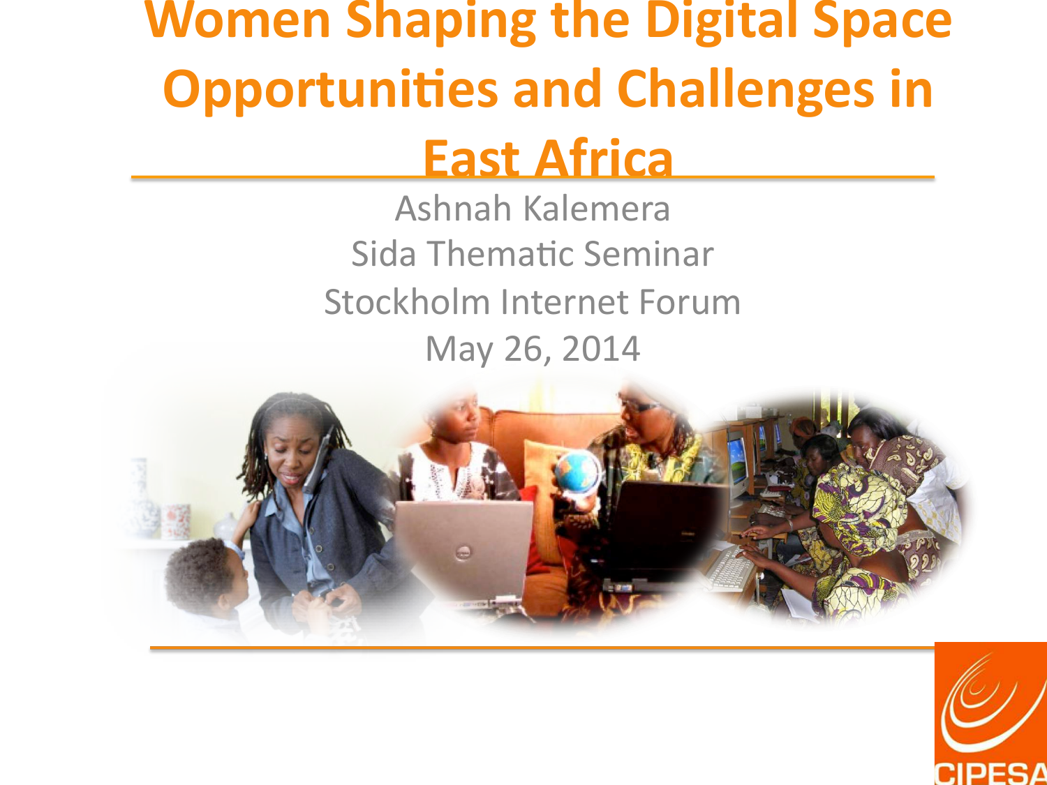# Women Shaping the Digital Space Opportunities and Challenges in East Africa

Ashnah Kalemera

Sida Thematic Seminar

Stockholm Internet Forum

May 26, 2014

CIPESA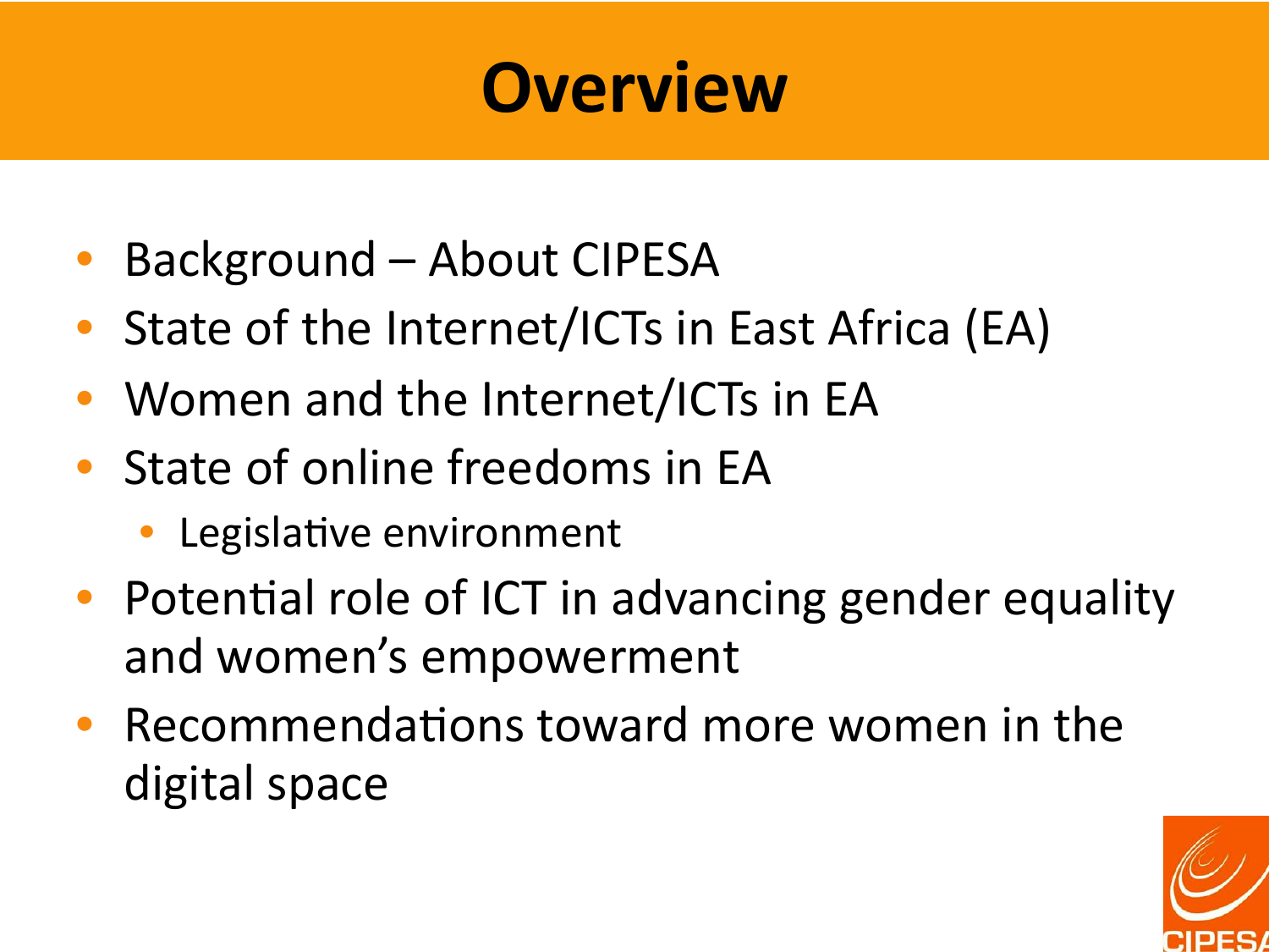# Overview

- Background – About CIPESA
- State of the Internet/ICTs in East Africa (EA)
- Women and the Internet/ICTs in EA
- State of online freedoms in EA
  - Legislative environment
- Potential role of ICT in advancing gender equality and women's empowerment
- Recommendations toward more women in the digital space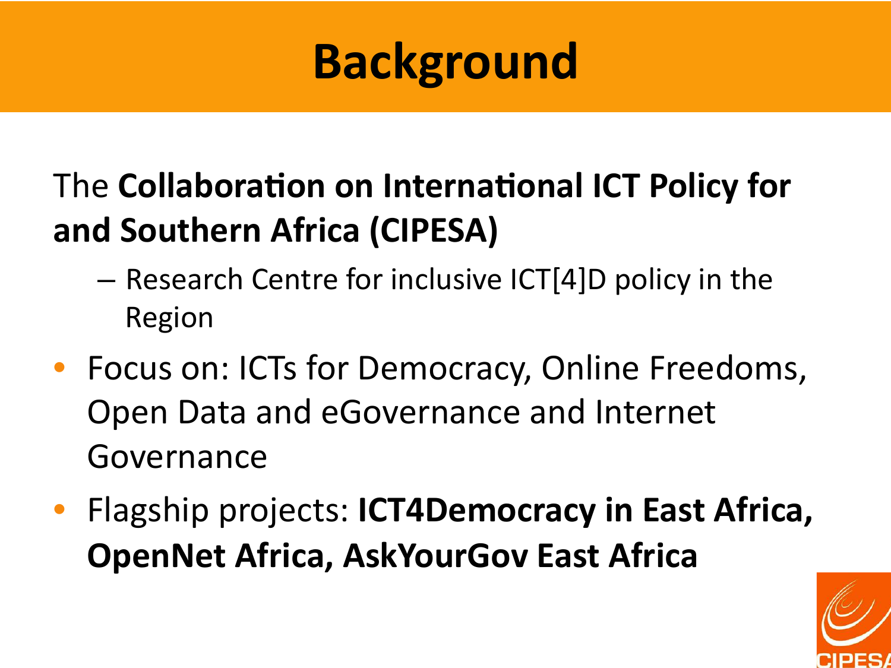# Background

The **Collaboration on International ICT Policy for and Southern Africa (CIPESA)**

- Research Centre for inclusive ICT[4]D policy in the Region

- Focus on: ICTs for Democracy, Online Freedoms, Open Data and eGovernance and Internet Governance
- Flagship projects: **ICT4Democracy in East Africa, OpenNet Africa, AskYourGov East Africa**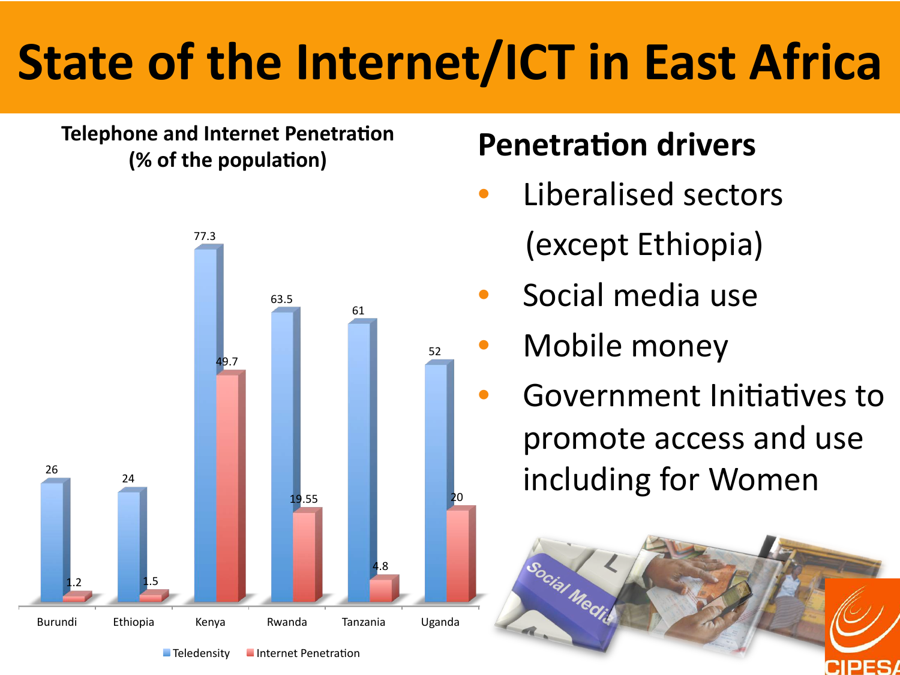# State of the Internet/ICT in East Africa

**Telephone and Internet Penetration (% of the population)**

| Country | Teledensity | Internet Penetration |
| --- | --- | --- |
| Burundi | 26 | 1.2 |
| Ethiopia | 24 | 1.5 |
| Kenya | 77.3 | 49.7 |
| Rwanda | 63.5 | 19.55 |
| Tanzania | 61 | 4.8 |
| Uganda | 52 | 20 |

## Penetration drivers

- Liberalised sectors (except Ethiopia)
- Social media use
- Mobile money
- Government Initiatives to promote access and use including for Women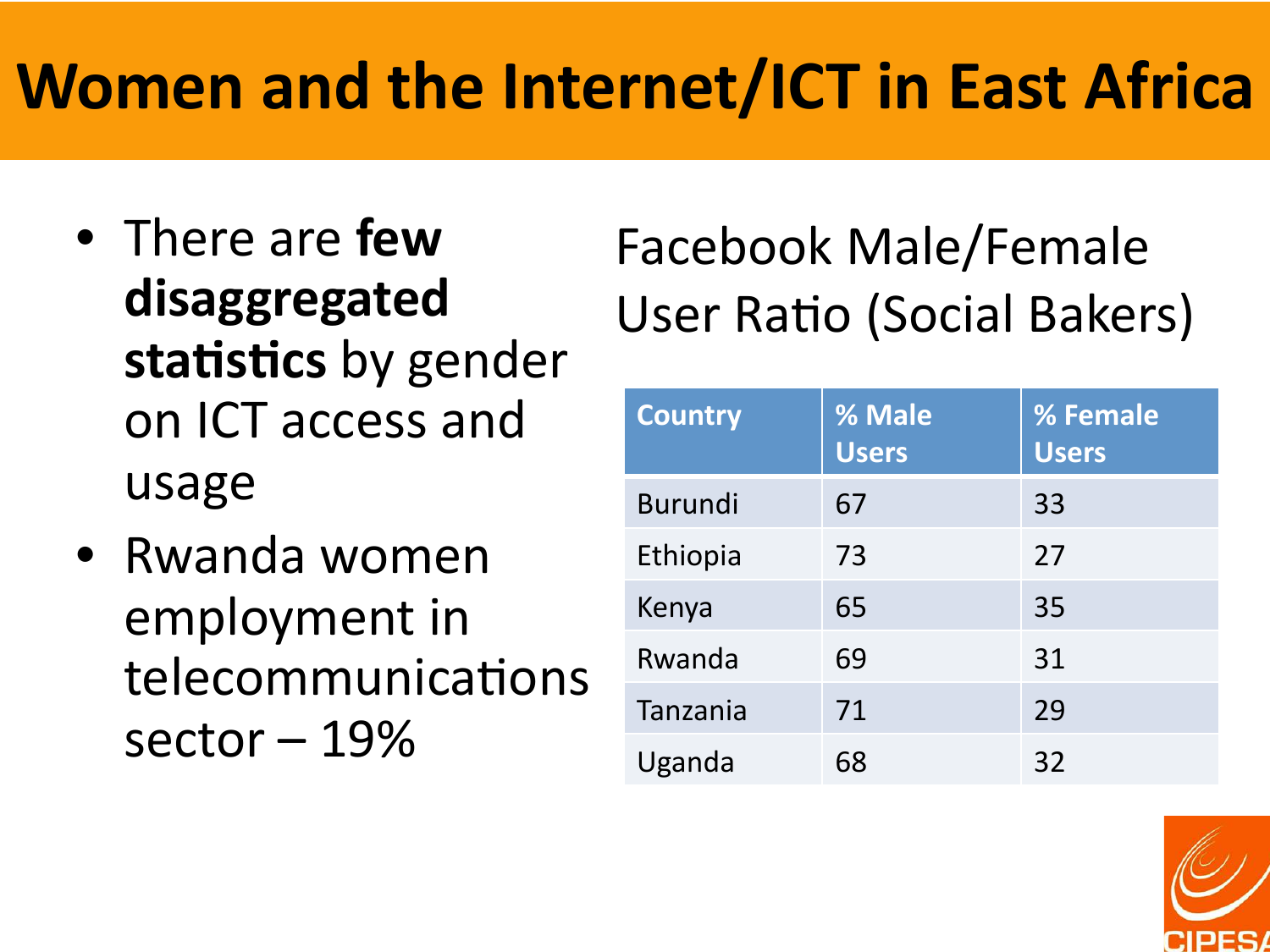# Women and the Internet/ICT in East Africa

- There are **few disaggregated statistics** by gender on ICT access and usage
- Rwanda women employment in telecommunications sector – 19%

Facebook Male/Female User Ratio (Social Bakers)

| Country | % Male Users | % Female Users |
|---|---|---|
| Burundi | 67 | 33 |
| Ethiopia | 73 | 27 |
| Kenya | 65 | 35 |
| Rwanda | 69 | 31 |
| Tanzania | 71 | 29 |
| Uganda | 68 | 32 |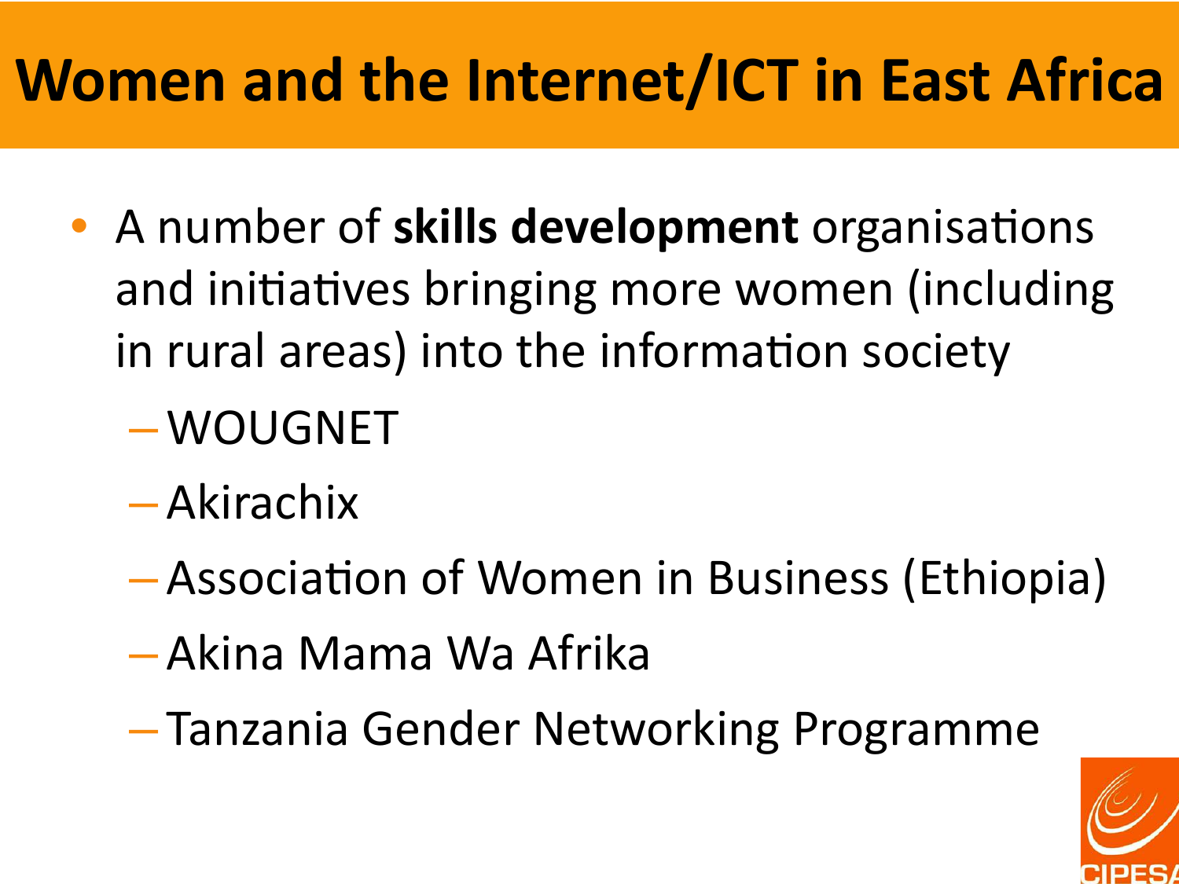# Women and the Internet/ICT in East Africa

- A number of **skills development** organisations and initiatives bringing more women (including in rural areas) into the information society
  - WOUGNET
  - Akirachix
  - Association of Women in Business (Ethiopia)
  - Akina Mama Wa Afrika
  - Tanzania Gender Networking Programme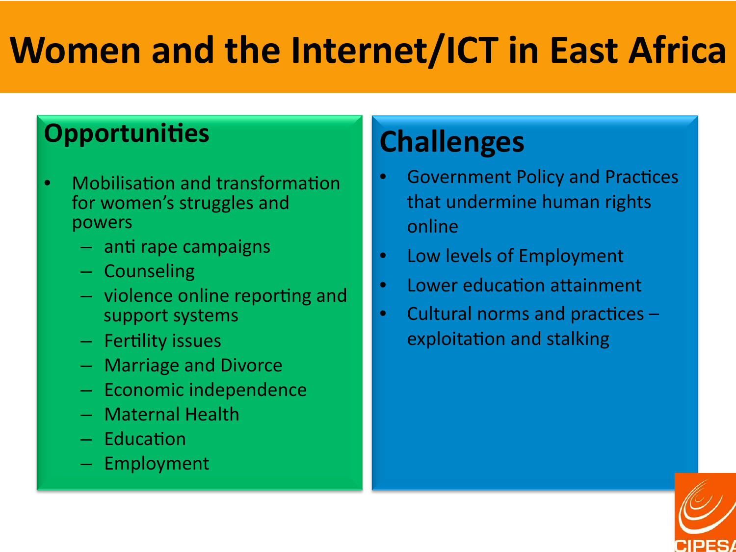# Women and the Internet/ICT in East Africa

## Opportunities

- Mobilisation and transformation for women's struggles and powers
  - anti rape campaigns
  - Counseling
  - violence online reporting and support systems
  - Fertility issues
  - Marriage and Divorce
  - Economic independence
  - Maternal Health
  - Education
  - Employment

## Challenges

- Government Policy and Practices that undermine human rights online
- Low levels of Employment
- Lower education attainment
- Cultural norms and practices – exploitation and stalking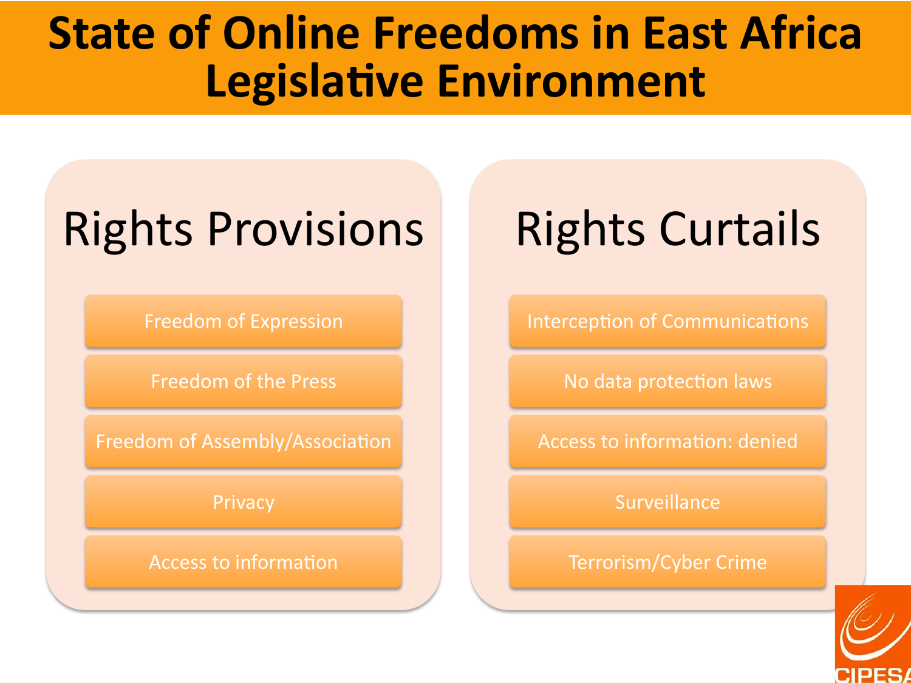# State of Online Freedoms in East Africa Legislative Environment

## Rights Provisions

- Freedom of Expression
- Freedom of the Press
- Freedom of Assembly/Association
- Privacy
- Access to information

## Rights Curtails

- Interception of Communications
- No data protection laws
- Access to information: denied
- Surveillance
- Terrorism/Cyber Crime

CIPESA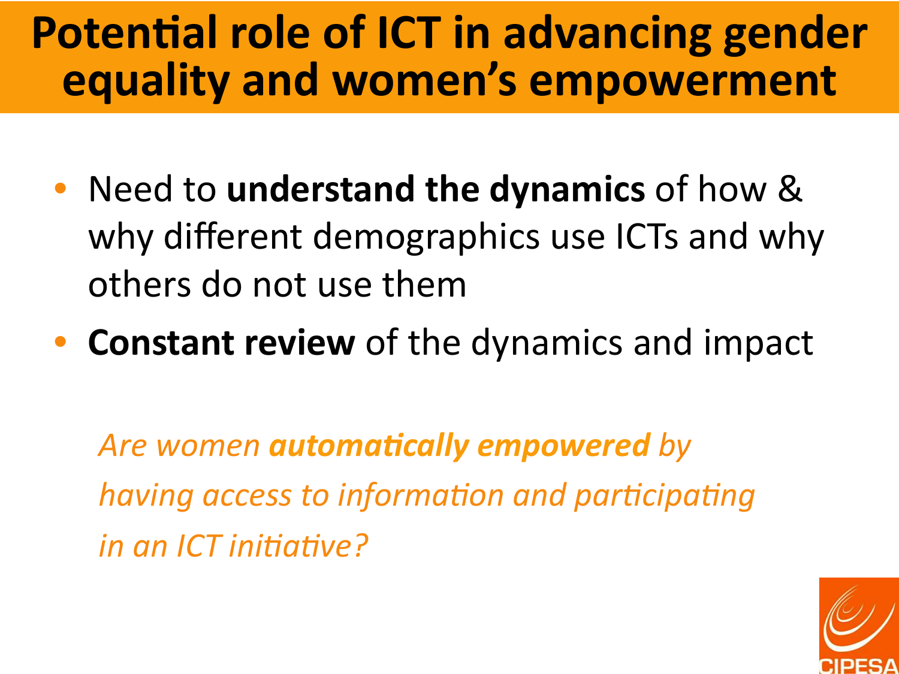# Potential role of ICT in advancing gender equality and women's empowerment

- Need to **understand the dynamics** of how & why different demographics use ICTs and why others do not use them
- **Constant review** of the dynamics and impact

*Are women* ***automatically empowered*** *by having access to information and participating in an ICT initiative?*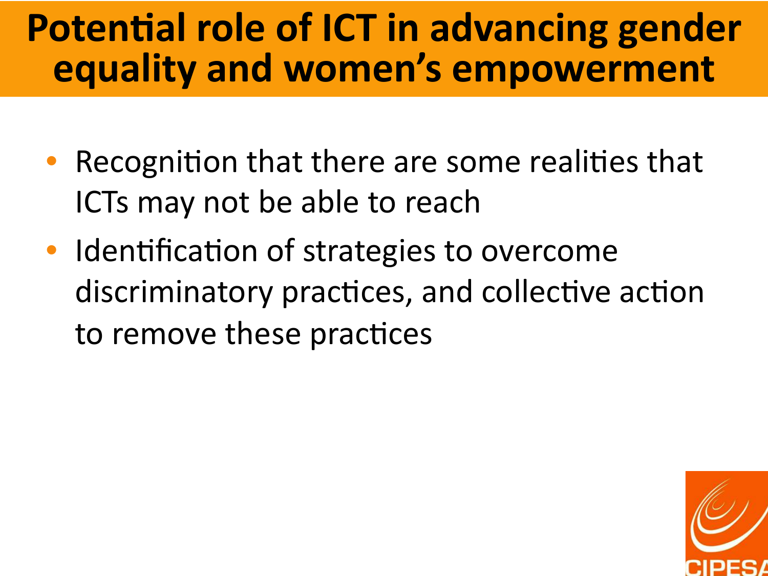# Potential role of ICT in advancing gender equality and women's empowerment

- Recognition that there are some realities that ICTs may not be able to reach
- Identification of strategies to overcome discriminatory practices, and collective action to remove these practices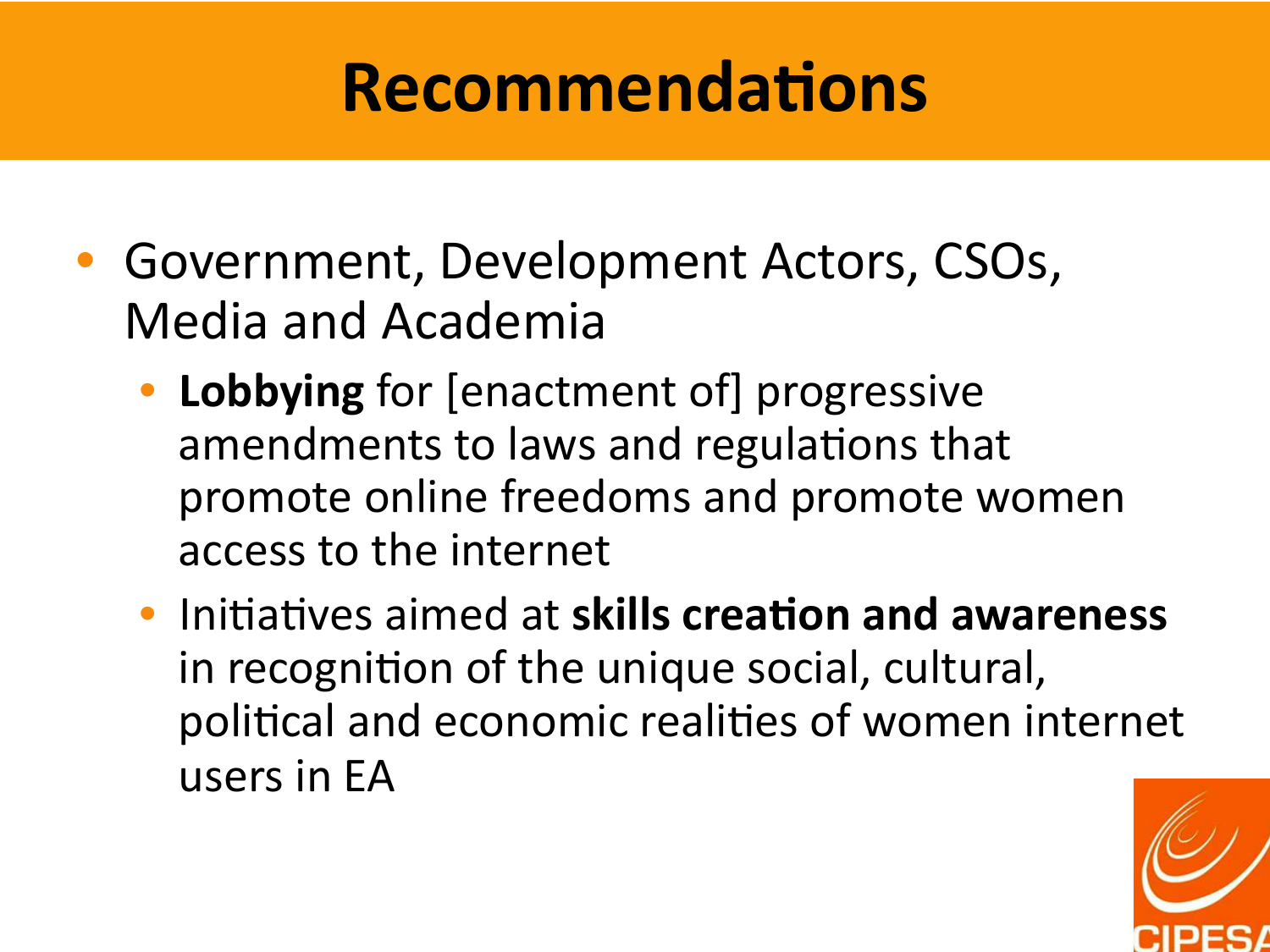# Recommendations

- Government, Development Actors, CSOs, Media and Academia
  - **Lobbying** for [enactment of] progressive amendments to laws and regulations that promote online freedoms and promote women access to the internet
  - Initiatives aimed at **skills creation and awareness** in recognition of the unique social, cultural, political and economic realities of women internet users in EA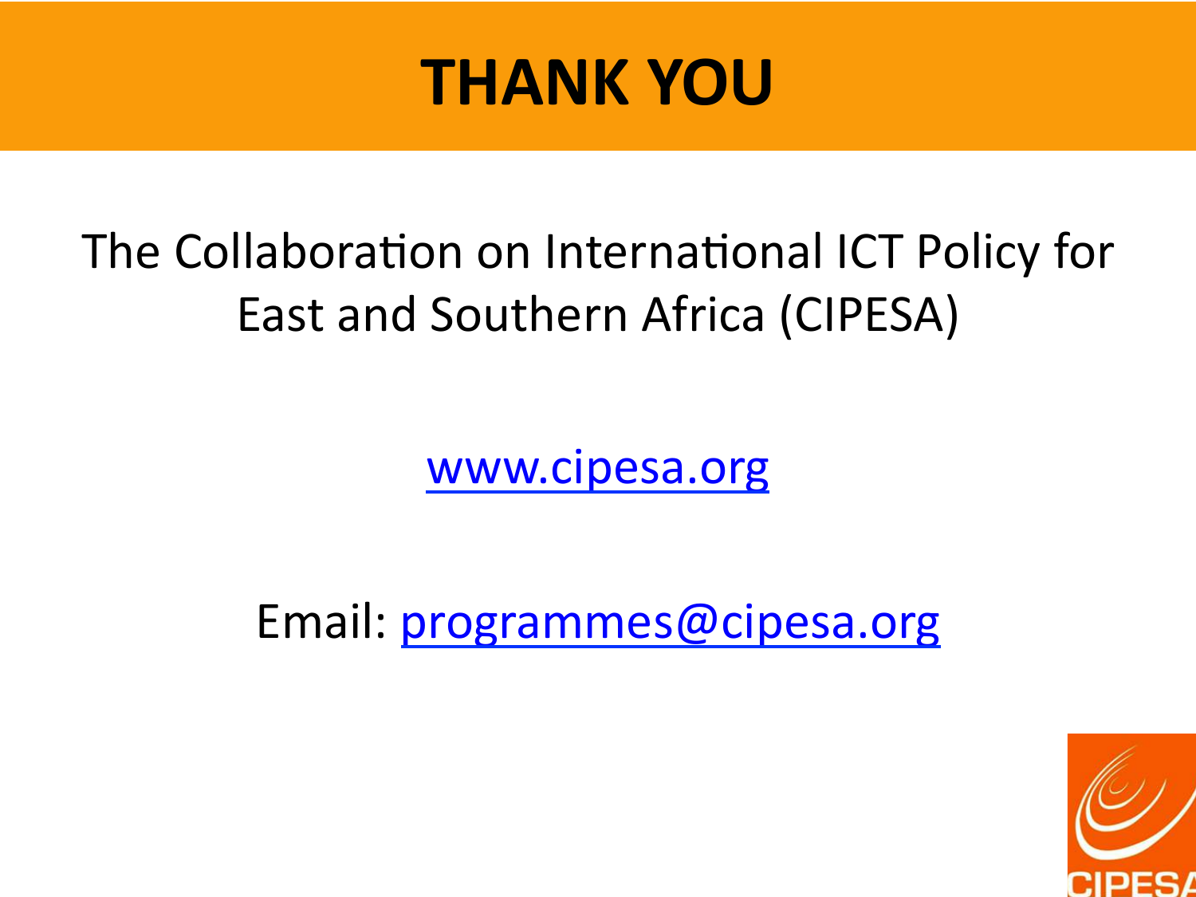# THANK YOU

The Collaboration on International ICT Policy for East and Southern Africa (CIPESA)

[www.cipesa.org](http://www.cipesa.org)

Email: [programmes@cipesa.org](mailto:programmes@cipesa.org)